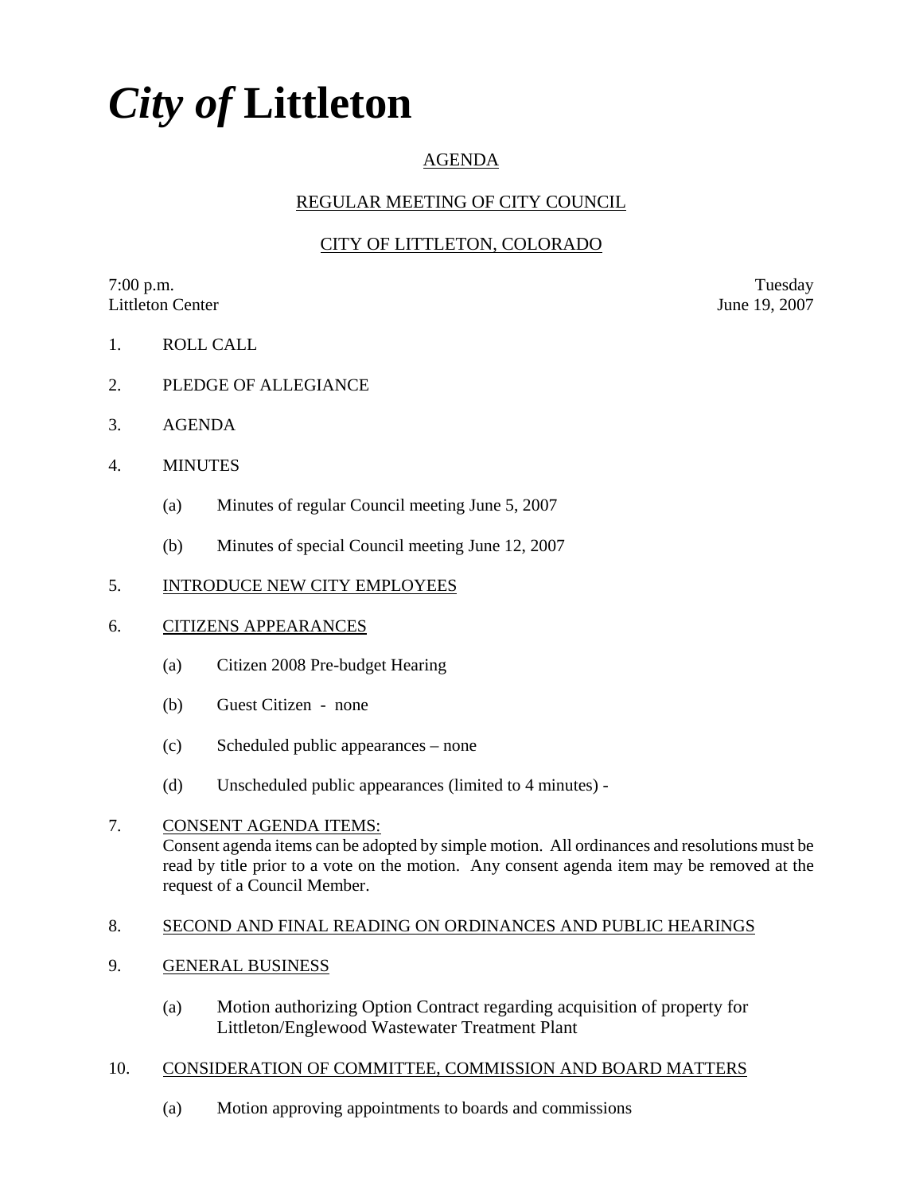# *City of* **Littleton**

AGENDA

REGULAR MEETING OF CITY COUNCIL

CITY OF LITTLETON, COLORADO

7:00 p.m. — Tuesday
Littleton Center — June 19, 2007

1. ROLL CALL

2. PLEDGE OF ALLEGIANCE

3. AGENDA

4. MINUTES

   (a) Minutes of regular Council meeting June 5, 2007

   (b) Minutes of special Council meeting June 12, 2007

5. INTRODUCE NEW CITY EMPLOYEES

6. CITIZENS APPEARANCES

   (a) Citizen 2008 Pre-budget Hearing

   (b) Guest Citizen - none

   (c) Scheduled public appearances – none

   (d) Unscheduled public appearances (limited to 4 minutes) -

7. CONSENT AGENDA ITEMS:
   Consent agenda items can be adopted by simple motion. All ordinances and resolutions must be read by title prior to a vote on the motion. Any consent agenda item may be removed at the request of a Council Member.

8. SECOND AND FINAL READING ON ORDINANCES AND PUBLIC HEARINGS

9. GENERAL BUSINESS

   (a) Motion authorizing Option Contract regarding acquisition of property for Littleton/Englewood Wastewater Treatment Plant

10. CONSIDERATION OF COMMITTEE, COMMISSION AND BOARD MATTERS

   (a) Motion approving appointments to boards and commissions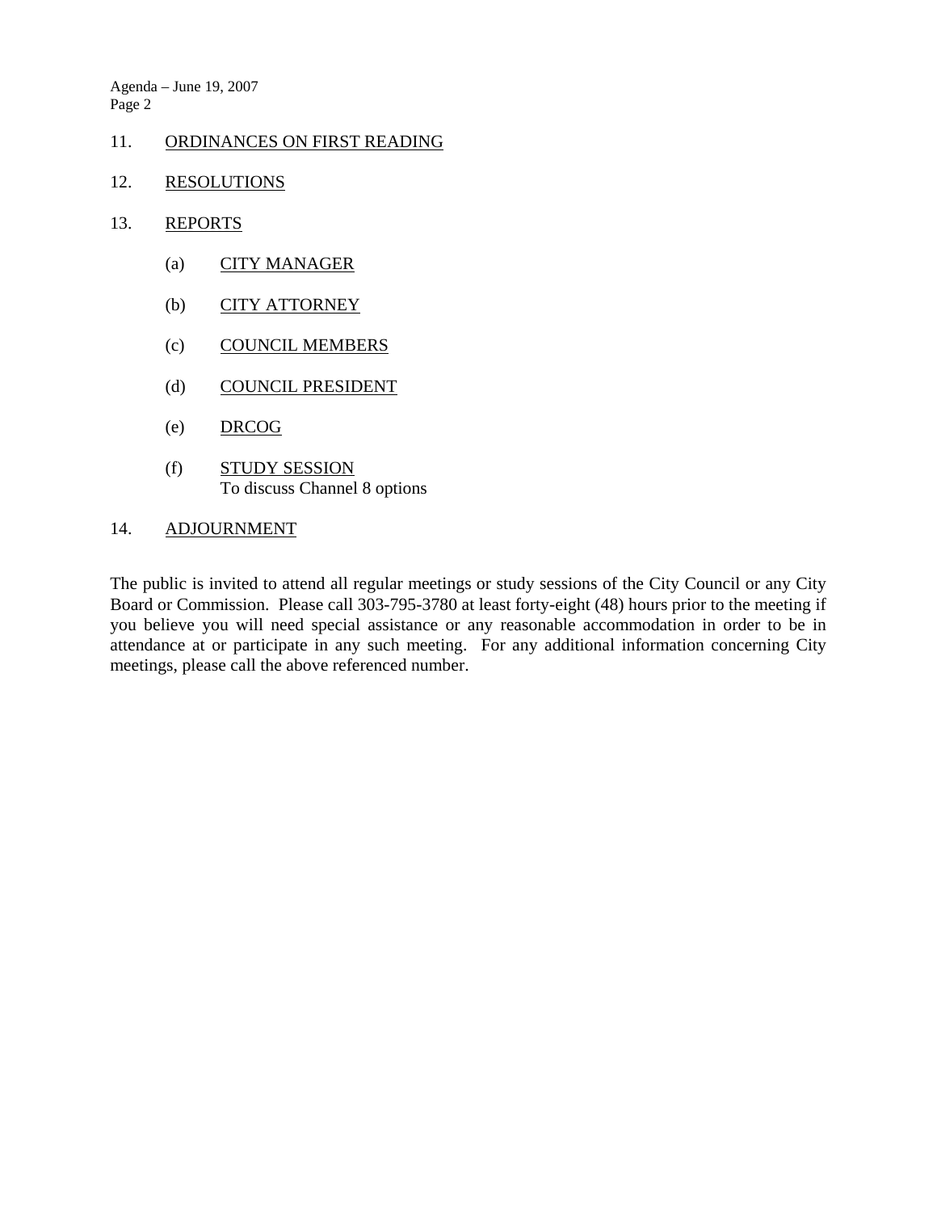11. ORDINANCES ON FIRST READING

12. RESOLUTIONS

13. REPORTS

    (a) CITY MANAGER

    (b) CITY ATTORNEY

    (c) COUNCIL MEMBERS

    (d) COUNCIL PRESIDENT

    (e) DRCOG

    (f) STUDY SESSION
    To discuss Channel 8 options

14. ADJOURNMENT

The public is invited to attend all regular meetings or study sessions of the City Council or any City Board or Commission. Please call 303-795-3780 at least forty-eight (48) hours prior to the meeting if you believe you will need special assistance or any reasonable accommodation in order to be in attendance at or participate in any such meeting. For any additional information concerning City meetings, please call the above referenced number.